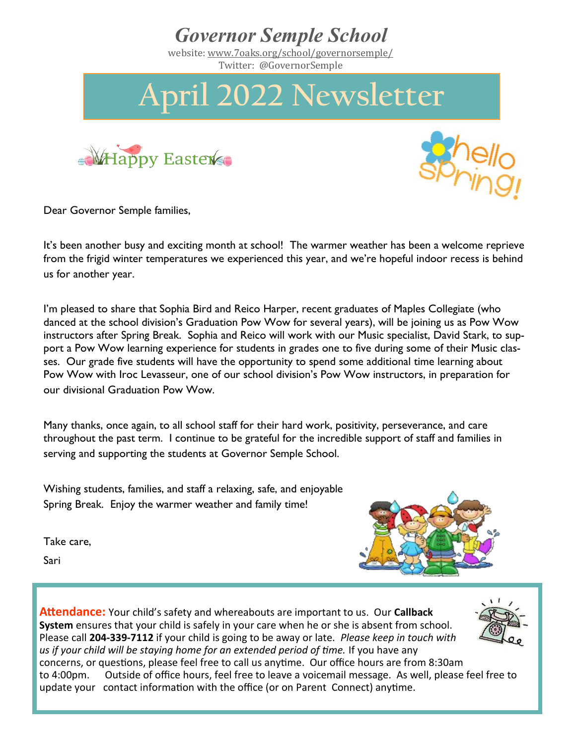# Governor Semple School

website: www.7oaks.org/school/governorsemple/

Twitter: @GovernorSemple

# April 2022 Newsletter

Happy Easter

hello Spring!

Dear Governor Semple families,

It's been another busy and exciting month at school! The warmer weather has been a welcome reprieve from the frigid winter temperatures we experienced this year, and we're hopeful indoor recess is behind us for another year.

I'm pleased to share that Sophia Bird and Reico Harper, recent graduates of Maples Collegiate (who danced at the school division's Graduation Pow Wow for several years), will be joining us as Pow Wow instructors after Spring Break. Sophia and Reico will work with our Music specialist, David Stark, to support a Pow Wow learning experience for students in grades one to five during some of their Music classes. Our grade five students will have the opportunity to spend some additional time learning about Pow Wow with Iroc Levasseur, one of our school division's Pow Wow instructors, in preparation for our divisional Graduation Pow Wow.

Many thanks, once again, to all school staff for their hard work, positivity, perseverance, and care throughout the past term. I continue to be grateful for the incredible support of staff and families in serving and supporting the students at Governor Semple School.

Wishing students, families, and staff a relaxing, safe, and enjoyable Spring Break. Enjoy the warmer weather and family time!

Take care,

Sari

**Attendance:** Your child's safety and whereabouts are important to us. Our **Callback System** ensures that your child is safely in your care when he or she is absent from school. Please call **204-339-7112** if your child is going to be away or late. *Please keep in touch with us if your child will be staying home for an extended period of time.* If you have any concerns, or questions, please feel free to call us anytime. Our office hours are from 8:30am to 4:00pm. Outside of office hours, feel free to leave a voicemail message. As well, please feel free to update your contact information with the office (or on Parent Connect) anytime.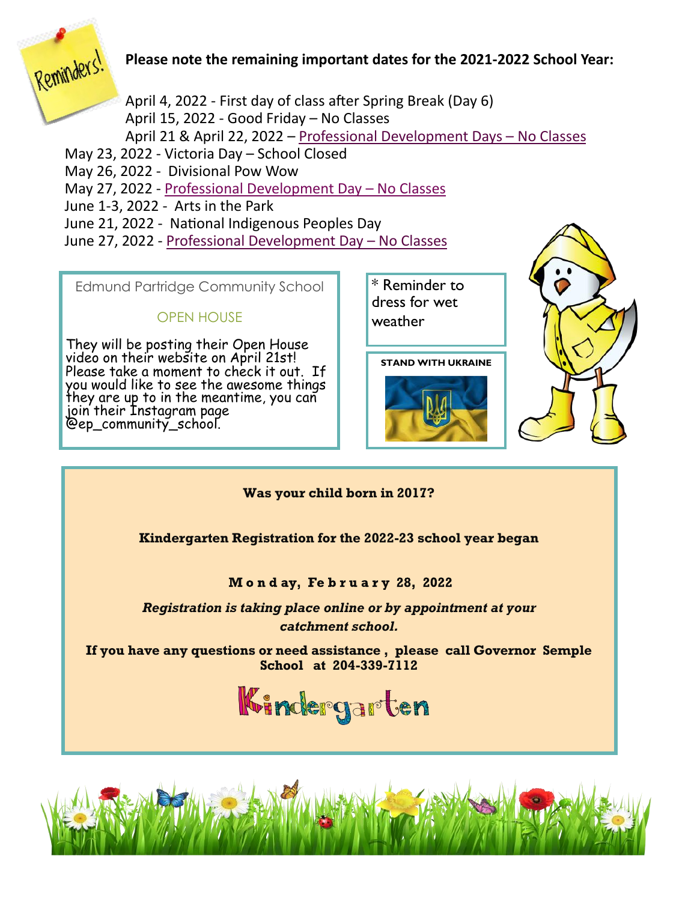Reminders!

**Please note the remaining important dates for the 2021-2022 School Year:**

April 4, 2022 - First day of class after Spring Break (Day 6)
April 15, 2022 - Good Friday – No Classes
April 21 & April 22, 2022 – Professional Development Days – No Classes
May 23, 2022 - Victoria Day – School Closed
May 26, 2022 - Divisional Pow Wow
May 27, 2022 - Professional Development Day – No Classes
June 1-3, 2022 - Arts in the Park
June 21, 2022 - National Indigenous Peoples Day
June 27, 2022 - Professional Development Day – No Classes

Edmund Partridge Community School

OPEN HOUSE

They will be posting their Open House video on their website on April 21st! Please take a moment to check it out. If you would like to see the awesome things they are up to in the meantime, you can join their Instagram page @ep_community_school.

* Reminder to dress for wet weather

**STAND WITH UKRAINE**

**Was your child born in 2017?**

**Kindergarten Registration for the 2022-23 school year began**

**Monday, February 28, 2022**

***Registration is taking place online or by appointment at your catchment school.***

**If you have any questions or need assistance, please call Governor Semple School at 204-339-7112**

Kindergarten